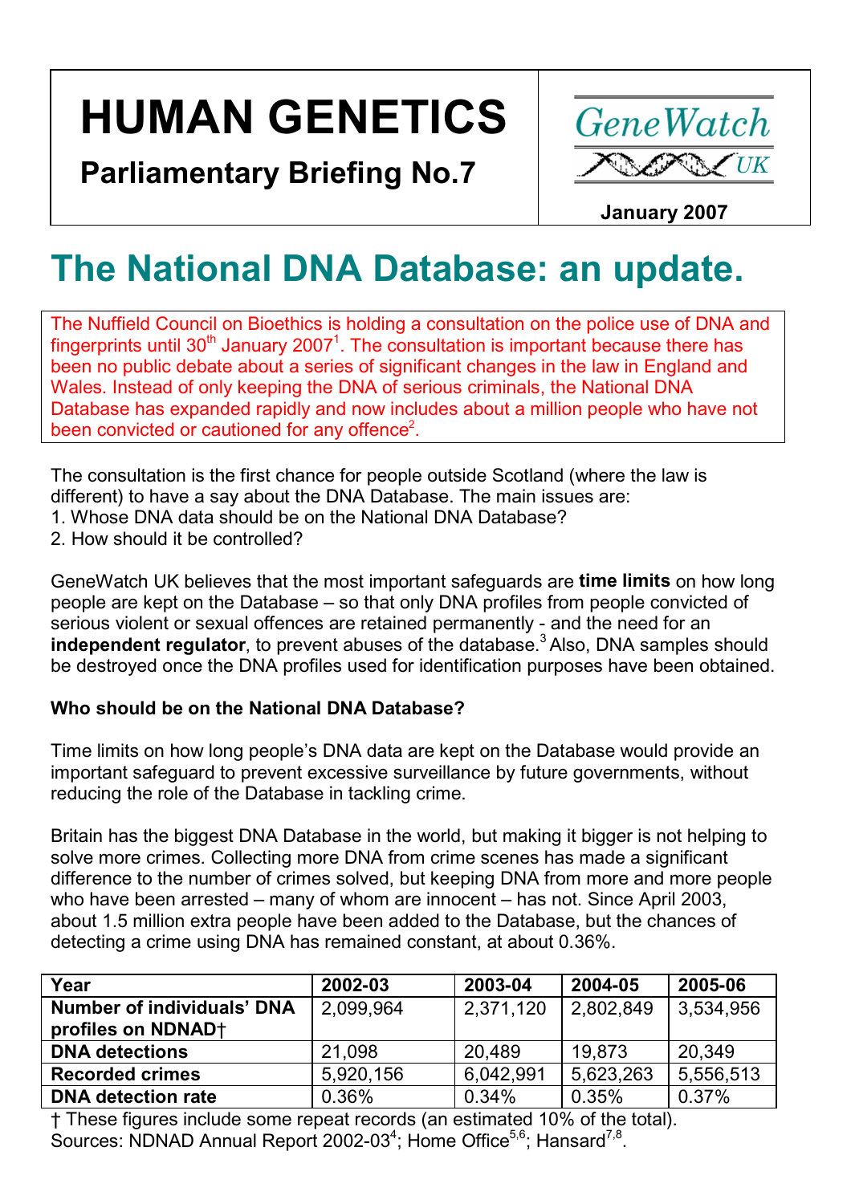# HUMAN GENETICS

**Parliamentary Briefing No.7**

GeneWatch UK

**January 2007**

## The National DNA Database: an update.

The Nuffield Council on Bioethics is holding a consultation on the police use of DNA and fingerprints until 30th January 2007[1]. The consultation is important because there has been no public debate about a series of significant changes in the law in England and Wales. Instead of only keeping the DNA of serious criminals, the National DNA Database has expanded rapidly and now includes about a million people who have not been convicted or cautioned for any offence[2].

The consultation is the first chance for people outside Scotland (where the law is different) to have a say about the DNA Database. The main issues are:

1. Whose DNA data should be on the National DNA Database?
2. How should it be controlled?

GeneWatch UK believes that the most important safeguards are **time limits** on how long people are kept on the Database – so that only DNA profiles from people convicted of serious violent or sexual offences are retained permanently - and the need for an **independent regulator**, to prevent abuses of the database.[3] Also, DNA samples should be destroyed once the DNA profiles used for identification purposes have been obtained.

**Who should be on the National DNA Database?**

Time limits on how long people's DNA data are kept on the Database would provide an important safeguard to prevent excessive surveillance by future governments, without reducing the role of the Database in tackling crime.

Britain has the biggest DNA Database in the world, but making it bigger is not helping to solve more crimes. Collecting more DNA from crime scenes has made a significant difference to the number of crimes solved, but keeping DNA from more and more people who have been arrested – many of whom are innocent – has not. Since April 2003, about 1.5 million extra people have been added to the Database, but the chances of detecting a crime using DNA has remained constant, at about 0.36%.

| **Year** | **2002-03** | **2003-04** | **2004-05** | **2005-06** |
|---|---|---|---|---|
| **Number of individuals' DNA profiles on NDNAD†** | 2,099,964 | 2,371,120 | 2,802,849 | 3,534,956 |
| **DNA detections** | 21,098 | 20,489 | 19,873 | 20,349 |
| **Recorded crimes** | 5,920,156 | 6,042,991 | 5,623,263 | 5,556,513 |
| **DNA detection rate** | 0.36% | 0.34% | 0.35% | 0.37% |

† These figures include some repeat records (an estimated 10% of the total).
Sources: NDNAD Annual Report 2002-03[4]; Home Office[5,6]; Hansard[7,8].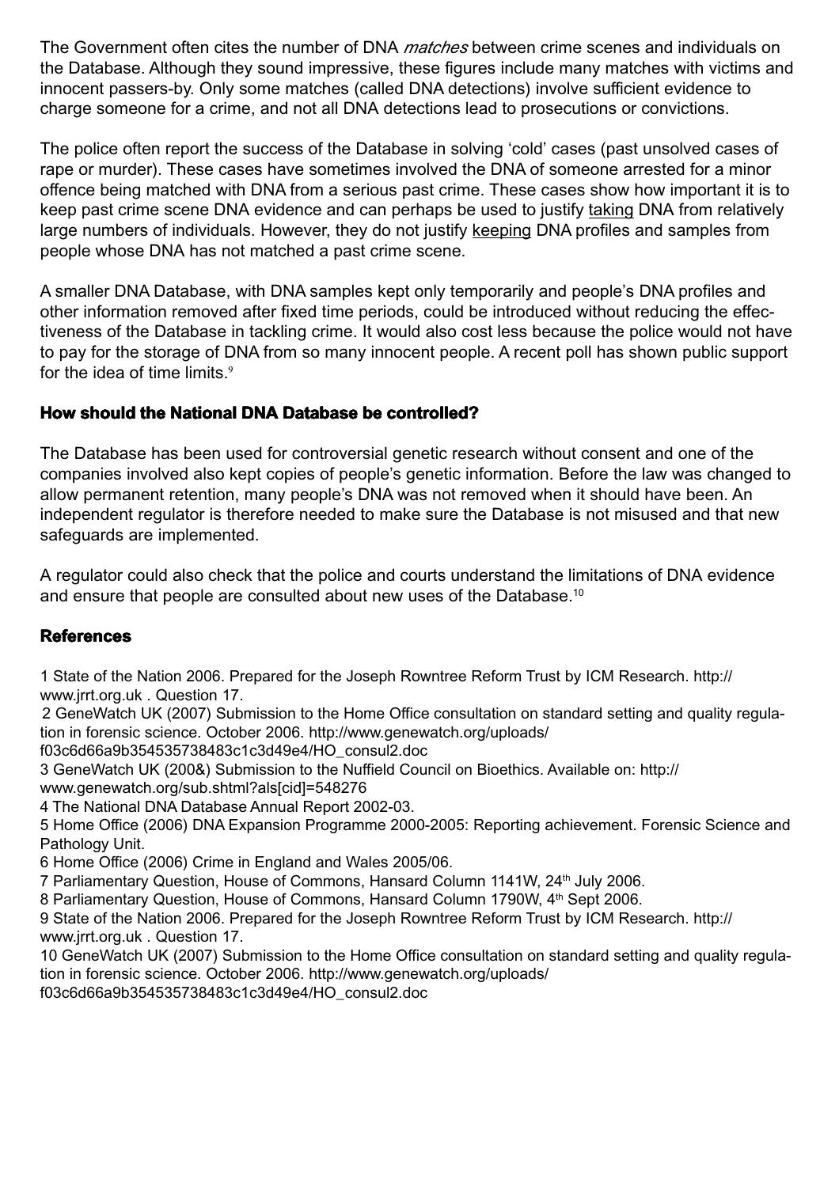The Government often cites the number of DNA *matches* between crime scenes and individuals on the Database. Although they sound impressive, these figures include many matches with victims and innocent passers-by. Only some matches (called DNA detections) involve sufficient evidence to charge someone for a crime, and not all DNA detections lead to prosecutions or convictions.

The police often report the success of the Database in solving 'cold' cases (past unsolved cases of rape or murder). These cases have sometimes involved the DNA of someone arrested for a minor offence being matched with DNA from a serious past crime. These cases show how important it is to keep past crime scene DNA evidence and can perhaps be used to justify taking DNA from relatively large numbers of individuals. However, they do not justify keeping DNA profiles and samples from people whose DNA has not matched a past crime scene.

A smaller DNA Database, with DNA samples kept only temporarily and people's DNA profiles and other information removed after fixed time periods, could be introduced without reducing the effectiveness of the Database in tackling crime. It would also cost less because the police would not have to pay for the storage of DNA from so many innocent people. A recent poll has shown public support for the idea of time limits.[9]

## How should the National DNA Database be controlled?

The Database has been used for controversial genetic research without consent and one of the companies involved also kept copies of people's genetic information. Before the law was changed to allow permanent retention, many people's DNA was not removed when it should have been. An independent regulator is therefore needed to make sure the Database is not misused and that new safeguards are implemented.

A regulator could also check that the police and courts understand the limitations of DNA evidence and ensure that people are consulted about new uses of the Database.[10]

## References

1 State of the Nation 2006. Prepared for the Joseph Rowntree Reform Trust by ICM Research. http://www.jrrt.org.uk . Question 17.

2 GeneWatch UK (2007) Submission to the Home Office consultation on standard setting and quality regulation in forensic science. October 2006. http://www.genewatch.org/uploads/f03c6d66a9b354535738483c1c3d49e4/HO_consul2.doc

3 GeneWatch UK (200&) Submission to the Nuffield Council on Bioethics. Available on: http://www.genewatch.org/sub.shtml?als[cid]=548276

4 The National DNA Database Annual Report 2002-03.

5 Home Office (2006) DNA Expansion Programme 2000-2005: Reporting achievement. Forensic Science and Pathology Unit.

6 Home Office (2006) Crime in England and Wales 2005/06.

7 Parliamentary Question, House of Commons, Hansard Column 1141W, 24th July 2006.

8 Parliamentary Question, House of Commons, Hansard Column 1790W, 4th Sept 2006.

9 State of the Nation 2006. Prepared for the Joseph Rowntree Reform Trust by ICM Research. http://www.jrrt.org.uk . Question 17.

10 GeneWatch UK (2007) Submission to the Home Office consultation on standard setting and quality regulation in forensic science. October 2006. http://www.genewatch.org/uploads/f03c6d66a9b354535738483c1c3d49e4/HO_consul2.doc